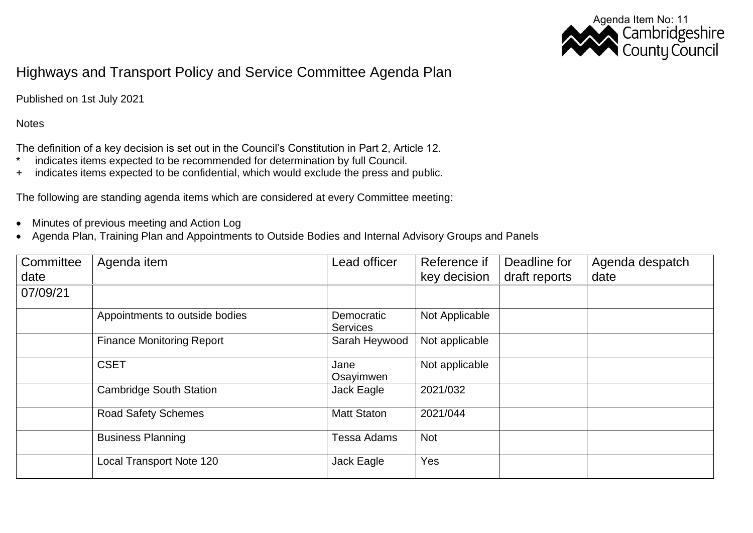Agenda Item No: 11

# Highways and Transport Policy and Service Committee Agenda Plan

Published on 1st July 2021

Notes

The definition of a key decision is set out in the Council's Constitution in Part 2, Article 12.

\* indicates items expected to be recommended for determination by full Council.

\+ indicates items expected to be confidential, which would exclude the press and public.

The following are standing agenda items which are considered at every Committee meeting:

- Minutes of previous meeting and Action Log
- Agenda Plan, Training Plan and Appointments to Outside Bodies and Internal Advisory Groups and Panels

| Committee date | Agenda item | Lead officer | Reference if key decision | Deadline for draft reports | Agenda despatch date |
|---|---|---|---|---|---|
| 07/09/21 | | | | | |
| | Appointments to outside bodies | Democratic Services | Not Applicable | | |
| | Finance Monitoring Report | Sarah Heywood | Not applicable | | |
| | CSET | Jane Osayimwen | Not applicable | | |
| | Cambridge South Station | Jack Eagle | 2021/032 | | |
| | Road Safety Schemes | Matt Staton | 2021/044 | | |
| | Business Planning | Tessa Adams | Not | | |
| | Local Transport Note 120 | Jack Eagle | Yes | | |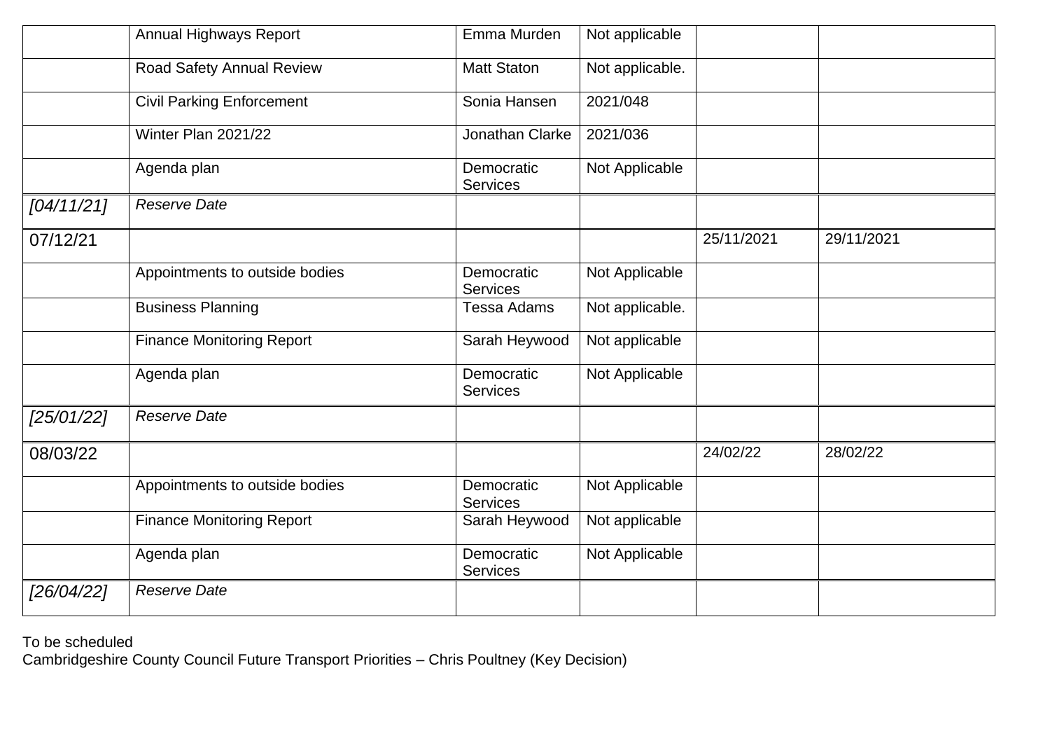| | | | | | |
|---|---|---|---|---|---|
| | Annual Highways Report | Emma Murden | Not applicable | | |
| | Road Safety Annual Review | Matt Staton | Not applicable. | | |
| | Civil Parking Enforcement | Sonia Hansen | 2021/048 | | |
| | Winter Plan 2021/22 | Jonathan Clarke | 2021/036 | | |
| | Agenda plan | Democratic Services | Not Applicable | | |
| *[04/11/21]* | *Reserve Date* | | | | |
| 07/12/21 | | | | 25/11/2021 | 29/11/2021 |
| | Appointments to outside bodies | Democratic Services | Not Applicable | | |
| | Business Planning | Tessa Adams | Not applicable. | | |
| | Finance Monitoring Report | Sarah Heywood | Not applicable | | |
| | Agenda plan | Democratic Services | Not Applicable | | |
| *[25/01/22]* | *Reserve Date* | | | | |
| 08/03/22 | | | | 24/02/22 | 28/02/22 |
| | Appointments to outside bodies | Democratic Services | Not Applicable | | |
| | Finance Monitoring Report | Sarah Heywood | Not applicable | | |
| | Agenda plan | Democratic Services | Not Applicable | | |
| *[26/04/22]* | *Reserve Date* | | | | |

To be scheduled
Cambridgeshire County Council Future Transport Priorities – Chris Poultney (Key Decision)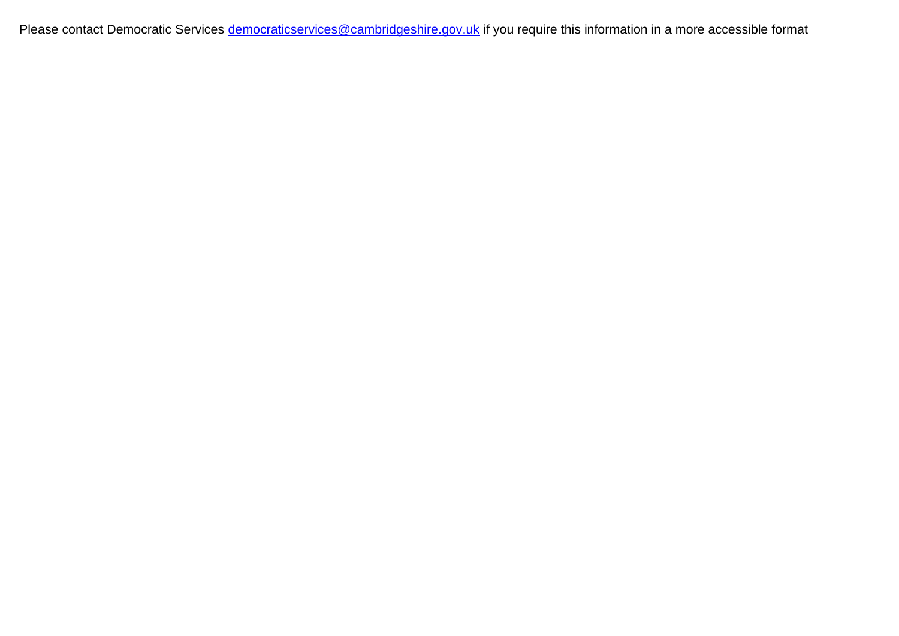Please contact Democratic Services [democraticservices@cambridgeshire.gov.uk](mailto:democraticservices@cambridgeshire.gov.uk) if you require this information in a more accessible format